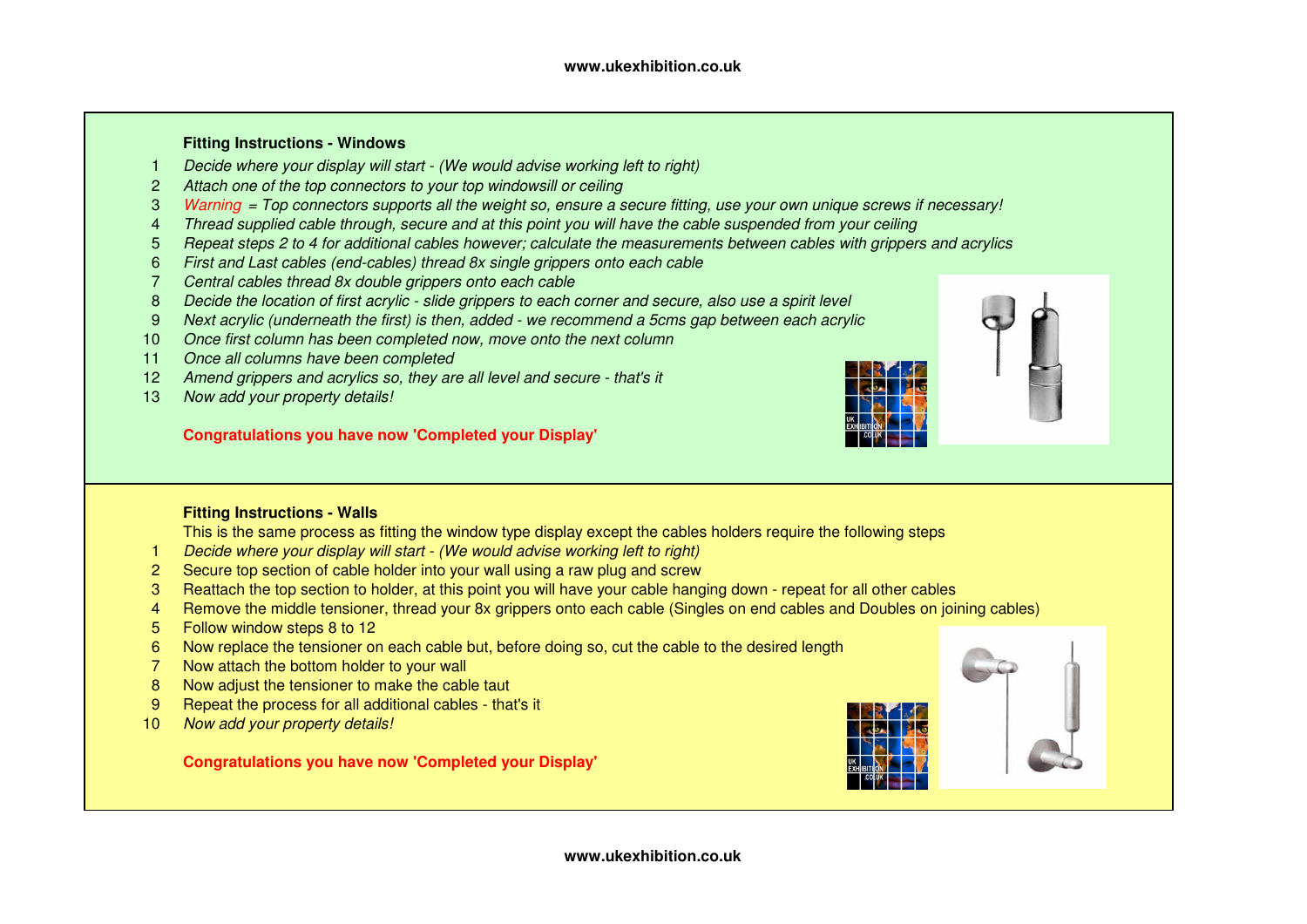### Fitting Instructions - Windows

1. *Decide where your display will start - (We would advise working left to right)*
2. *Attach one of the top connectors to your top windowsill or ceiling*
3. *Warning = Top connectors supports all the weight so, ensure a secure fitting, use your own unique screws if necessary!*
4. *Thread supplied cable through, secure and at this point you will have the cable suspended from your ceiling*
5. *Repeat steps 2 to 4 for additional cables however; calculate the measurements between cables with grippers and acrylics*
6. *First and Last cables (end-cables) thread 8x single grippers onto each cable*
7. *Central cables thread 8x double grippers onto each cable*
8. *Decide the location of first acrylic - slide grippers to each corner and secure, also use a spirit level*
9. *Next acrylic (underneath the first) is then, added - we recommend a 5cms gap between each acrylic*
10. *Once first column has been completed now, move onto the next column*
11. *Once all columns have been completed*
12. *Amend grippers and acrylics so, they are all level and secure - that's it*
13. *Now add your property details!*

**Congratulations you have now 'Completed your Display'**

### Fitting Instructions - Walls

This is the same process as fitting the window type display except the cables holders require the following steps

1. *Decide where your display will start - (We would advise working left to right)*
2. Secure top section of cable holder into your wall using a raw plug and screw
3. Reattach the top section to holder, at this point you will have your cable hanging down - repeat for all other cables
4. Remove the middle tensioner, thread your 8x grippers onto each cable (Singles on end cables and Doubles on joining cables)
5. Follow window steps 8 to 12
6. Now replace the tensioner on each cable but, before doing so, cut the cable to the desired length
7. Now attach the bottom holder to your wall
8. Now adjust the tensioner to make the cable taut
9. Repeat the process for all additional cables - that's it
10. *Now add your property details!*

**Congratulations you have now 'Completed your Display'**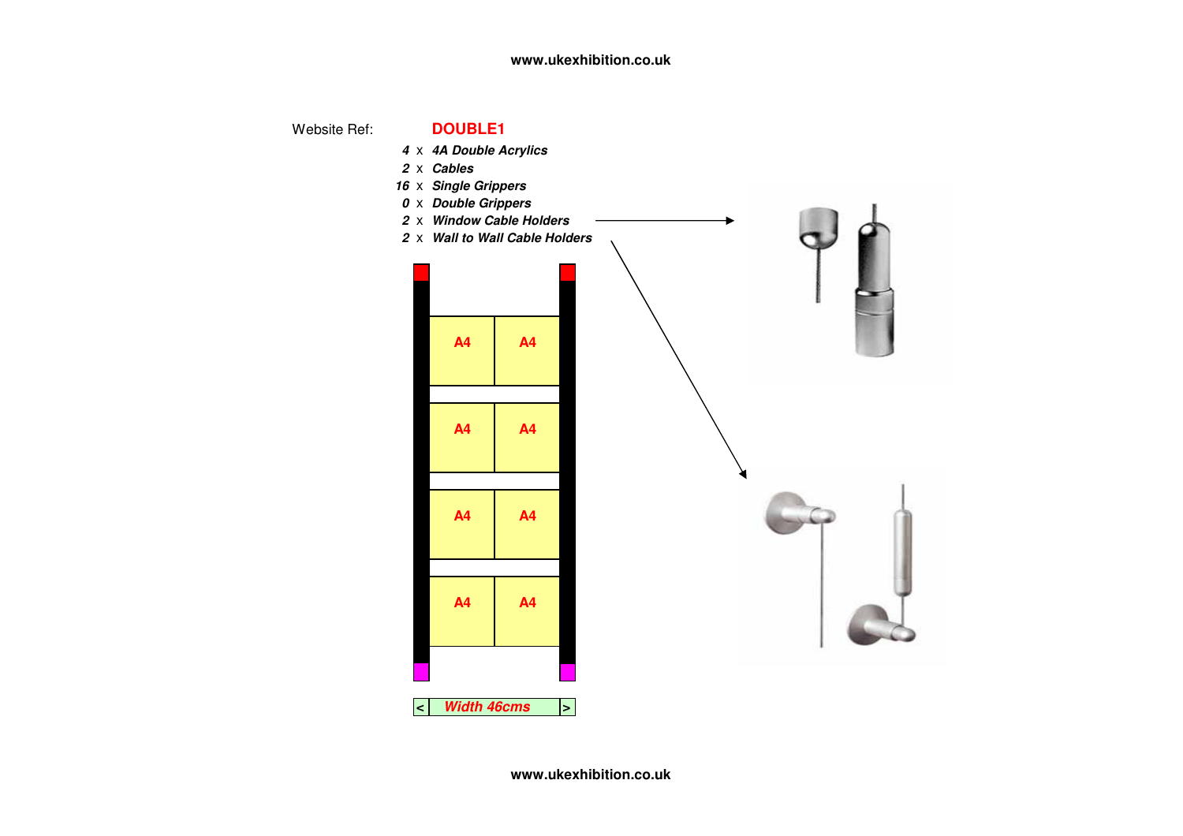Website Ref: **DOUBLE1**

- *4* x ***4A Double Acrylics***
- *2* x ***Cables***
- *16* x ***Single Grippers***
- *0* x ***Double Grippers***
- *2* x ***Window Cable Holders***
- *2* x ***Wall to Wall Cable Holders***

| A4 | A4 |
|---|---|
| A4 | A4 |
| A4 | A4 |
| A4 | A4 |

< ***Width 46cms*** >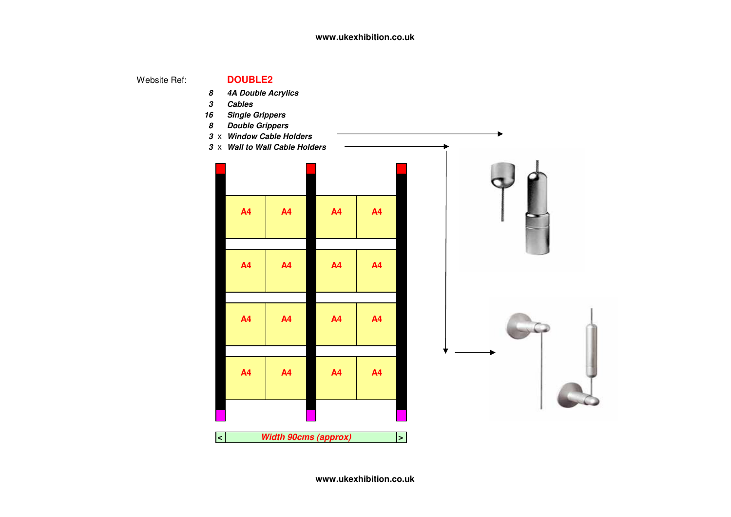Website Ref: **DOUBLE2**

- *8* ***4A Double Acrylics***
- *3* ***Cables***
- *16* ***Single Grippers***
- *8* ***Double Grippers***
- *3* x ***Window Cable Holders***
- *3* x ***Wall to Wall Cable Holders***

| | | | |
|---|---|---|---|
| A4 | A4 | A4 | A4 |
| A4 | A4 | A4 | A4 |
| A4 | A4 | A4 | A4 |
| A4 | A4 | A4 | A4 |

< ***Width 90cms (approx)*** >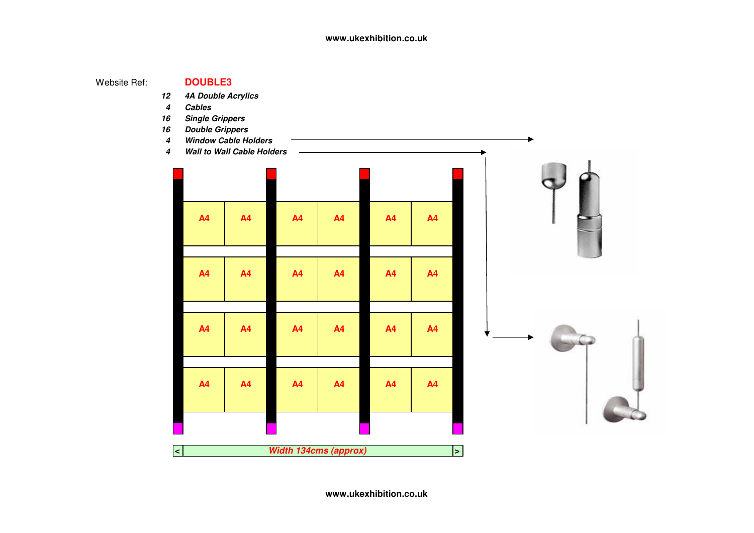Website Ref: **DOUBLE3**

- 12 ***4A Double Acrylics***
- 4 ***Cables***
- 16 ***Single Grippers***
- 16 ***Double Grippers***
- 4 ***Window Cable Holders***
- 4 ***Wall to Wall Cable Holders***

A4
A4
A4
A4
A4
A4
A4
A4
A4
A4
A4
A4
A4
A4
A4
A4
A4
A4
A4
A4
A4
A4
A4
A4

< ***Width 134cms (approx)*** >